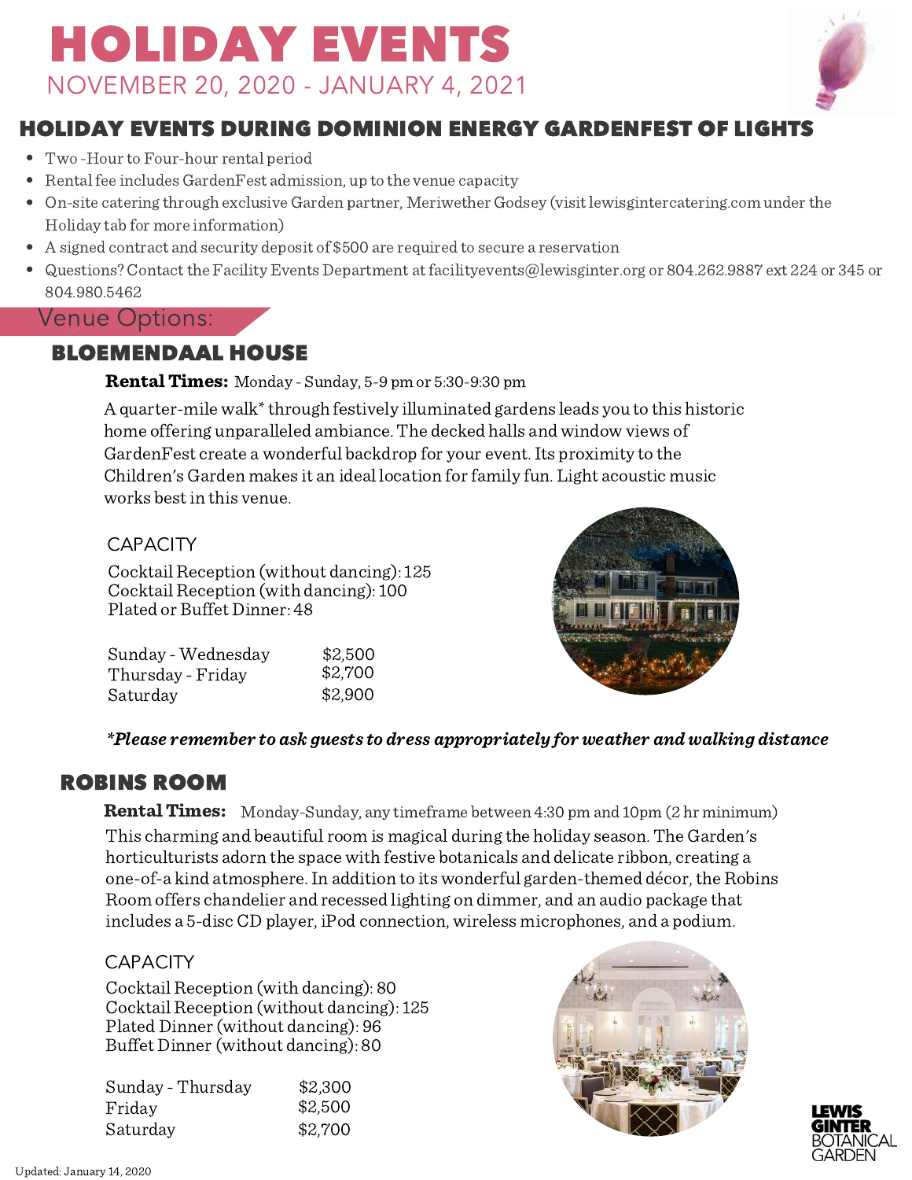# HOLIDAY EVENTS

NOVEMBER 20, 2020 - JANUARY 4, 2021

## HOLIDAY EVENTS DURING DOMINION ENERGY GARDENFEST OF LIGHTS

- Two -Hour to Four-hour rental period
- Rental fee includes GardenFest admission, up to the venue capacity
- On-site catering through exclusive Garden partner, Meriwether Godsey (visit lewisgintercatering.com under the Holiday tab for more information)
- A signed contract and security deposit of $500 are required to secure a reservation
- Questions? Contact the Facility Events Department at facilityevents@lewisginter.org or 804.262.9887 ext 224 or 345 or 804.980.5462

## Venue Options:

### BLOEMENDAAL HOUSE

**Rental Times:** Monday - Sunday, 5-9 pm or 5:30-9:30 pm

A quarter-mile walk* through festively illuminated gardens leads you to this historic home offering unparalleled ambiance. The decked halls and window views of GardenFest create a wonderful backdrop for your event. Its proximity to the Children's Garden makes it an ideal location for family fun. Light acoustic music works best in this venue.

CAPACITY

Cocktail Reception (without dancing): 125
Cocktail Reception (with dancing): 100
Plated or Buffet Dinner: 48

| | |
|---|---|
| Sunday - Wednesday | $2,500 |
| Thursday - Friday | $2,700 |
| Saturday | $2,900 |

***Please remember to ask guests to dress appropriately for weather and walking distance***

### ROBINS ROOM

**Rental Times:** Monday-Sunday, any timeframe between 4:30 pm and 10pm (2 hr minimum)

This charming and beautiful room is magical during the holiday season. The Garden's horticulturists adorn the space with festive botanicals and delicate ribbon, creating a one-of-a kind atmosphere. In addition to its wonderful garden-themed décor, the Robins Room offers chandelier and recessed lighting on dimmer, and an audio package that includes a 5-disc CD player, iPod connection, wireless microphones, and a podium.

CAPACITY

Cocktail Reception (with dancing): 80
Cocktail Reception (without dancing): 125
Plated Dinner (without dancing): 96
Buffet Dinner (without dancing): 80

| | |
|---|---|
| Sunday - Thursday | $2,300 |
| Friday | $2,500 |
| Saturday | $2,700 |

Updated: January 14, 2020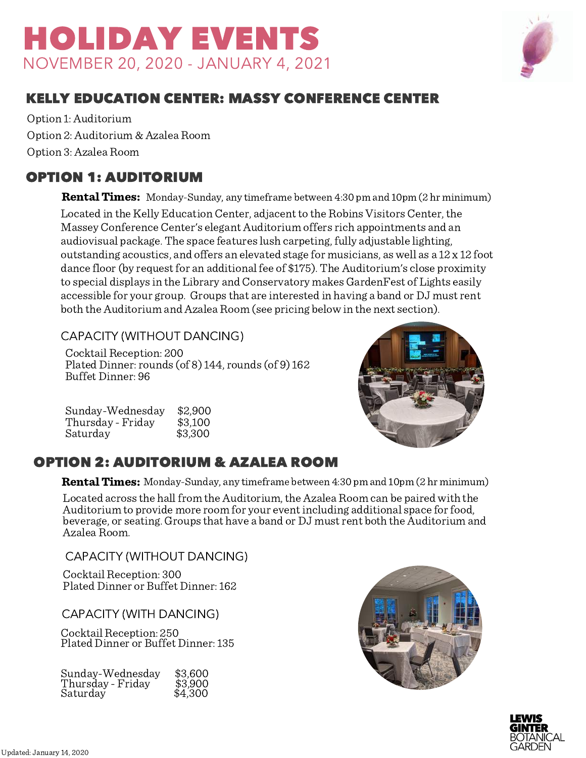# HOLIDAY EVENTS

NOVEMBER 20, 2020 - JANUARY 4, 2021

## KELLY EDUCATION CENTER: MASSY CONFERENCE CENTER

Option 1: Auditorium

Option 2: Auditorium & Azalea Room

Option 3: Azalea Room

## OPTION 1: AUDITORIUM

**Rental Times:** Monday-Sunday, any timeframe between 4:30 pm and 10pm (2 hr minimum)

Located in the Kelly Education Center, adjacent to the Robins Visitors Center, the Massey Conference Center's elegant Auditorium offers rich appointments and an audiovisual package. The space features lush carpeting, fully adjustable lighting, outstanding acoustics, and offers an elevated stage for musicians, as well as a 12 x 12 foot dance floor (by request for an additional fee of $175). The Auditorium's close proximity to special displays in the Library and Conservatory makes GardenFest of Lights easily accessible for your group. Groups that are interested in having a band or DJ must rent both the Auditorium and Azalea Room (see pricing below in the next section).

### CAPACITY (WITHOUT DANCING)

Cocktail Reception: 200
Plated Dinner: rounds (of 8) 144, rounds (of 9) 162
Buffet Dinner: 96

| | |
|---|---|
| Sunday-Wednesday | $2,900 |
| Thursday - Friday | $3,100 |
| Saturday | $3,300 |

## OPTION 2: AUDITORIUM & AZALEA ROOM

**Rental Times:** Monday-Sunday, any timeframe between 4:30 pm and 10pm (2 hr minimum)

Located across the hall from the Auditorium, the Azalea Room can be paired with the Auditorium to provide more room for your event including additional space for food, beverage, or seating. Groups that have a band or DJ must rent both the Auditorium and Azalea Room.

### CAPACITY (WITHOUT DANCING)

Cocktail Reception: 300
Plated Dinner or Buffet Dinner: 162

### CAPACITY (WITH DANCING)

Cocktail Reception: 250
Plated Dinner or Buffet Dinner: 135

| | |
|---|---|
| Sunday-Wednesday | $3,600 |
| Thursday - Friday | $3,900 |
| Saturday | $4,300 |

Updated: January 14, 2020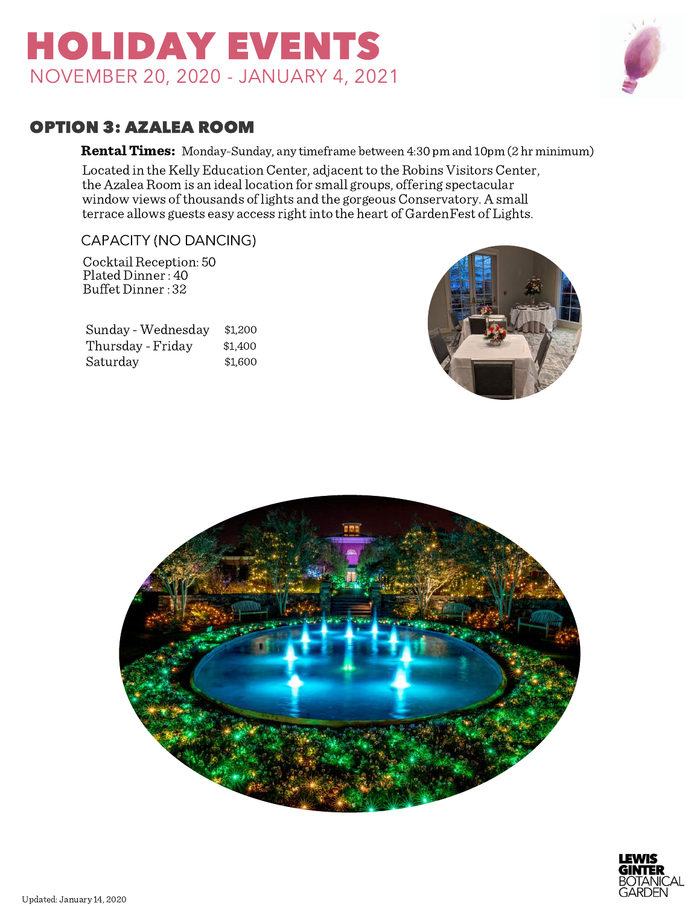# HOLIDAY EVENTS

NOVEMBER 20, 2020 - JANUARY 4, 2021

## OPTION 3: AZALEA ROOM

**Rental Times:** Monday-Sunday, any timeframe between 4:30 pm and 10pm (2 hr minimum)

Located in the Kelly Education Center, adjacent to the Robins Visitors Center, the Azalea Room is an ideal location for small groups, offering spectacular window views of thousands of lights and the gorgeous Conservatory. A small terrace allows guests easy access right into the heart of GardenFest of Lights.

### CAPACITY (NO DANCING)

Cocktail Reception: 50
Plated Dinner : 40
Buffet Dinner : 32

| | |
|---|---|
| Sunday - Wednesday | $1,200 |
| Thursday - Friday | $1,400 |
| Saturday | $1,600 |

LEWIS GINTER BOTANICAL GARDEN

Updated: January 14, 2020